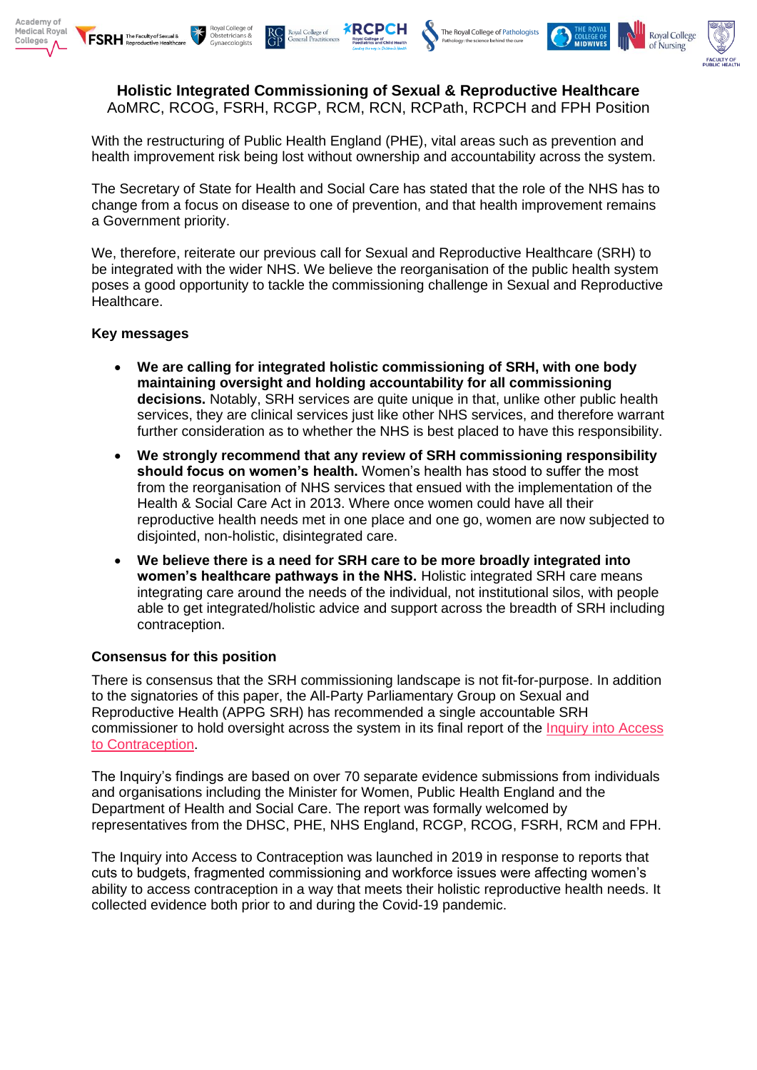**Holistic Integrated Commissioning of Sexual & Reproductive Healthcare**
AoMRC, RCOG, FSRH, RCGP, RCM, RCN, RCPath, RCPCH and FPH Position

With the restructuring of Public Health England (PHE), vital areas such as prevention and health improvement risk being lost without ownership and accountability across the system.

The Secretary of State for Health and Social Care has stated that the role of the NHS has to change from a focus on disease to one of prevention, and that health improvement remains a Government priority.

We, therefore, reiterate our previous call for Sexual and Reproductive Healthcare (SRH) to be integrated with the wider NHS. We believe the reorganisation of the public health system poses a good opportunity to tackle the commissioning challenge in Sexual and Reproductive Healthcare.

**Key messages**

- **We are calling for integrated holistic commissioning of SRH, with one body maintaining oversight and holding accountability for all commissioning decisions.** Notably, SRH services are quite unique in that, unlike other public health services, they are clinical services just like other NHS services, and therefore warrant further consideration as to whether the NHS is best placed to have this responsibility.
- **We strongly recommend that any review of SRH commissioning responsibility should focus on women's health.** Women's health has stood to suffer the most from the reorganisation of NHS services that ensued with the implementation of the Health & Social Care Act in 2013. Where once women could have all their reproductive health needs met in one place and one go, women are now subjected to disjointed, non-holistic, disintegrated care.
- **We believe there is a need for SRH care to be more broadly integrated into women's healthcare pathways in the NHS.** Holistic integrated SRH care means integrating care around the needs of the individual, not institutional silos, with people able to get integrated/holistic advice and support across the breadth of SRH including contraception.

**Consensus for this position**

There is consensus that the SRH commissioning landscape is not fit-for-purpose. In addition to the signatories of this paper, the All-Party Parliamentary Group on Sexual and Reproductive Health (APPG SRH) has recommended a single accountable SRH commissioner to hold oversight across the system in its final report of the Inquiry into Access to Contraception.

The Inquiry's findings are based on over 70 separate evidence submissions from individuals and organisations including the Minister for Women, Public Health England and the Department of Health and Social Care. The report was formally welcomed by representatives from the DHSC, PHE, NHS England, RCGP, RCOG, FSRH, RCM and FPH.

The Inquiry into Access to Contraception was launched in 2019 in response to reports that cuts to budgets, fragmented commissioning and workforce issues were affecting women's ability to access contraception in a way that meets their holistic reproductive health needs. It collected evidence both prior to and during the Covid-19 pandemic.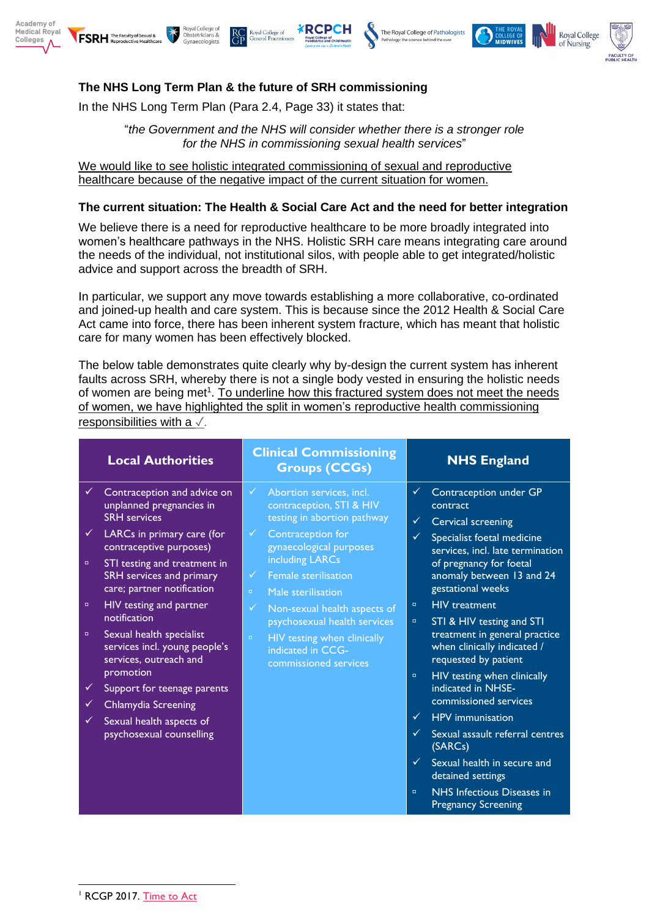### The NHS Long Term Plan & the future of SRH commissioning

In the NHS Long Term Plan (Para 2.4, Page 33) it states that:

> "*the Government and the NHS will consider whether there is a stronger role for the NHS in commissioning sexual health services*"

We would like to see holistic integrated commissioning of sexual and reproductive healthcare because of the negative impact of the current situation for women.

### The current situation: The Health & Social Care Act and the need for better integration

We believe there is a need for reproductive healthcare to be more broadly integrated into women's healthcare pathways in the NHS. Holistic SRH care means integrating care around the needs of the individual, not institutional silos, with people able to get integrated/holistic advice and support across the breadth of SRH.

In particular, we support any move towards establishing a more collaborative, co-ordinated and joined-up health and care system. This is because since the 2012 Health & Social Care Act came into force, there has been inherent system fracture, which has meant that holistic care for many women has been effectively blocked.

The below table demonstrates quite clearly why by-design the current system has inherent faults across SRH, whereby there is not a single body vested in ensuring the holistic needs of women are being met[1]. To underline how this fractured system does not meet the needs of women, we have highlighted the split in women's reproductive health commissioning responsibilities with a ✓.

| Local Authorities | Clinical Commissioning Groups (CCGs) | NHS England |
|---|---|---|
| ✓ Contraception and advice on unplanned pregnancies in SRH services | ✓ Abortion services, incl. contraception, STI & HIV testing in abortion pathway | ✓ Contraception under GP contract |
| ✓ LARCs in primary care (for contraceptive purposes) | ✓ Contraception for gynaecological purposes including LARCs | ✓ Cervical screening |
| ▫ STI testing and treatment in SRH services and primary care; partner notification | ✓ Female sterilisation | ✓ Specialist foetal medicine services, incl. late termination of pregnancy for foetal anomaly between 13 and 24 gestational weeks |
| ▫ HIV testing and partner notification | ▫ Male sterilisation | ▫ HIV treatment |
| ▫ Sexual health specialist services incl. young people's services, outreach and promotion | ✓ Non-sexual health aspects of psychosexual health services | ▫ STI & HIV testing and STI treatment in general practice when clinically indicated / requested by patient |
| ✓ Support for teenage parents | ▫ HIV testing when clinically indicated in CCG-commissioned services | ▫ HIV testing when clinically indicated in NHSE-commissioned services |
| ✓ Chlamydia Screening | | ✓ HPV immunisation |
| ✓ Sexual health aspects of psychosexual counselling | | ✓ Sexual assault referral centres (SARCs) |
| | | ✓ Sexual health in secure and detained settings |
| | | ▫ NHS Infectious Diseases in Pregnancy Screening |

[1] RCGP 2017. Time to Act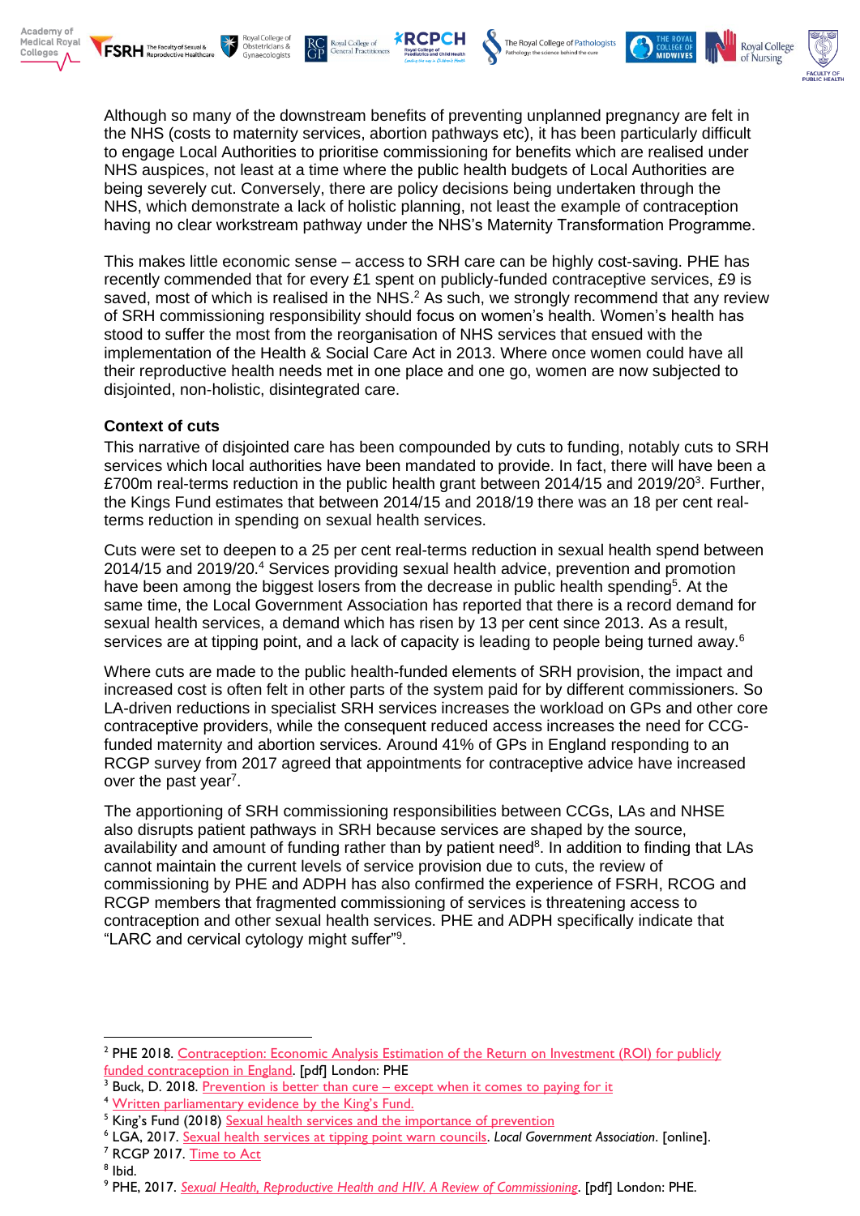Although so many of the downstream benefits of preventing unplanned pregnancy are felt in the NHS (costs to maternity services, abortion pathways etc), it has been particularly difficult to engage Local Authorities to prioritise commissioning for benefits which are realised under NHS auspices, not least at a time where the public health budgets of Local Authorities are being severely cut. Conversely, there are policy decisions being undertaken through the NHS, which demonstrate a lack of holistic planning, not least the example of contraception having no clear workstream pathway under the NHS's Maternity Transformation Programme.

This makes little economic sense – access to SRH care can be highly cost-saving. PHE has recently commended that for every £1 spent on publicly-funded contraceptive services, £9 is saved, most of which is realised in the NHS.[2] As such, we strongly recommend that any review of SRH commissioning responsibility should focus on women's health. Women's health has stood to suffer the most from the reorganisation of NHS services that ensued with the implementation of the Health & Social Care Act in 2013. Where once women could have all their reproductive health needs met in one place and one go, women are now subjected to disjointed, non-holistic, disintegrated care.

**Context of cuts**

This narrative of disjointed care has been compounded by cuts to funding, notably cuts to SRH services which local authorities have been mandated to provide. In fact, there will have been a £700m real-terms reduction in the public health grant between 2014/15 and 2019/20[3]. Further, the Kings Fund estimates that between 2014/15 and 2018/19 there was an 18 per cent real-terms reduction in spending on sexual health services.

Cuts were set to deepen to a 25 per cent real-terms reduction in sexual health spend between 2014/15 and 2019/20.[4] Services providing sexual health advice, prevention and promotion have been among the biggest losers from the decrease in public health spending[5]. At the same time, the Local Government Association has reported that there is a record demand for sexual health services, a demand which has risen by 13 per cent since 2013. As a result, services are at tipping point, and a lack of capacity is leading to people being turned away.[6]

Where cuts are made to the public health-funded elements of SRH provision, the impact and increased cost is often felt in other parts of the system paid for by different commissioners. So LA-driven reductions in specialist SRH services increases the workload on GPs and other core contraceptive providers, while the consequent reduced access increases the need for CCG-funded maternity and abortion services. Around 41% of GPs in England responding to an RCGP survey from 2017 agreed that appointments for contraceptive advice have increased over the past year[7].

The apportioning of SRH commissioning responsibilities between CCGs, LAs and NHSE also disrupts patient pathways in SRH because services are shaped by the source, availability and amount of funding rather than by patient need[8]. In addition to finding that LAs cannot maintain the current levels of service provision due to cuts, the review of commissioning by PHE and ADPH has also confirmed the experience of FSRH, RCOG and RCGP members that fragmented commissioning of services is threatening access to contraception and other sexual health services. PHE and ADPH specifically indicate that "LARC and cervical cytology might suffer"[9].

---

[2] PHE 2018. Contraception: Economic Analysis Estimation of the Return on Investment (ROI) for publicly funded contraception in England. [pdf] London: PHE

[3] Buck, D. 2018. Prevention is better than cure – except when it comes to paying for it

[4] Written parliamentary evidence by the King's Fund.

[5] King's Fund (2018) Sexual health services and the importance of prevention

[6] LGA, 2017. Sexual health services at tipping point warn councils. *Local Government Association*. [online].

[7] RCGP 2017. Time to Act

[8] Ibid.

[9] PHE, 2017. *Sexual Health, Reproductive Health and HIV. A Review of Commissioning*. [pdf] London: PHE.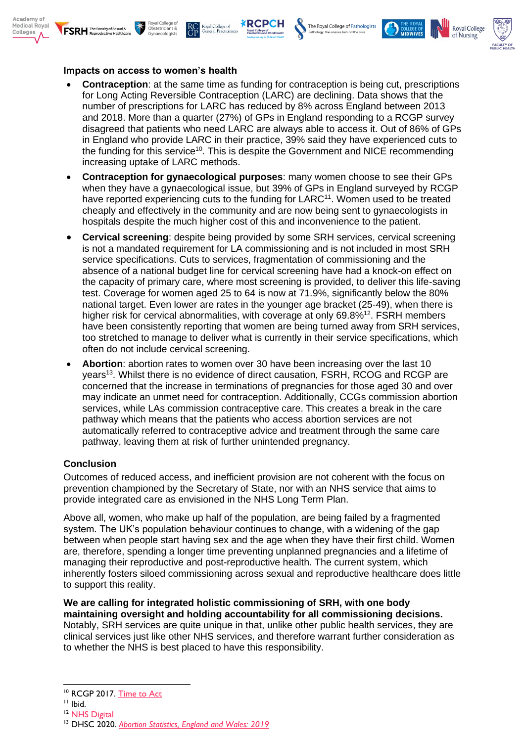### Impacts on access to women's health

- **Contraception**: at the same time as funding for contraception is being cut, prescriptions for Long Acting Reversible Contraception (LARC) are declining. Data shows that the number of prescriptions for LARC has reduced by 8% across England between 2013 and 2018. More than a quarter (27%) of GPs in England responding to a RCGP survey disagreed that patients who need LARC are always able to access it. Out of 86% of GPs in England who provide LARC in their practice, 39% said they have experienced cuts to the funding for this service[10]. This is despite the Government and NICE recommending increasing uptake of LARC methods.
- **Contraception for gynaecological purposes**: many women choose to see their GPs when they have a gynaecological issue, but 39% of GPs in England surveyed by RCGP have reported experiencing cuts to the funding for LARC[11]. Women used to be treated cheaply and effectively in the community and are now being sent to gynaecologists in hospitals despite the much higher cost of this and inconvenience to the patient.
- **Cervical screening**: despite being provided by some SRH services, cervical screening is not a mandated requirement for LA commissioning and is not included in most SRH service specifications. Cuts to services, fragmentation of commissioning and the absence of a national budget line for cervical screening have had a knock-on effect on the capacity of primary care, where most screening is provided, to deliver this life-saving test. Coverage for women aged 25 to 64 is now at 71.9%, significantly below the 80% national target. Even lower are rates in the younger age bracket (25-49), when there is higher risk for cervical abnormalities, with coverage at only 69.8%[12]. FSRH members have been consistently reporting that women are being turned away from SRH services, too stretched to manage to deliver what is currently in their service specifications, which often do not include cervical screening.
- **Abortion**: abortion rates to women over 30 have been increasing over the last 10 years[13]. Whilst there is no evidence of direct causation, FSRH, RCOG and RCGP are concerned that the increase in terminations of pregnancies for those aged 30 and over may indicate an unmet need for contraception. Additionally, CCGs commission abortion services, while LAs commission contraceptive care. This creates a break in the care pathway which means that the patients who access abortion services are not automatically referred to contraceptive advice and treatment through the same care pathway, leaving them at risk of further unintended pregnancy.

### Conclusion

Outcomes of reduced access, and inefficient provision are not coherent with the focus on prevention championed by the Secretary of State, nor with an NHS service that aims to provide integrated care as envisioned in the NHS Long Term Plan.

Above all, women, who make up half of the population, are being failed by a fragmented system. The UK's population behaviour continues to change, with a widening of the gap between when people start having sex and the age when they have their first child. Women are, therefore, spending a longer time preventing unplanned pregnancies and a lifetime of managing their reproductive and post-reproductive health. The current system, which inherently fosters siloed commissioning across sexual and reproductive healthcare does little to support this reality.

**We are calling for integrated holistic commissioning of SRH, with one body maintaining oversight and holding accountability for all commissioning decisions.** Notably, SRH services are quite unique in that, unlike other public health services, they are clinical services just like other NHS services, and therefore warrant further consideration as to whether the NHS is best placed to have this responsibility.

---

[10] RCGP 2017. Time to Act

[11] Ibid.

[12] NHS Digital

[13] DHSC 2020. *Abortion Statistics, England and Wales: 2019*